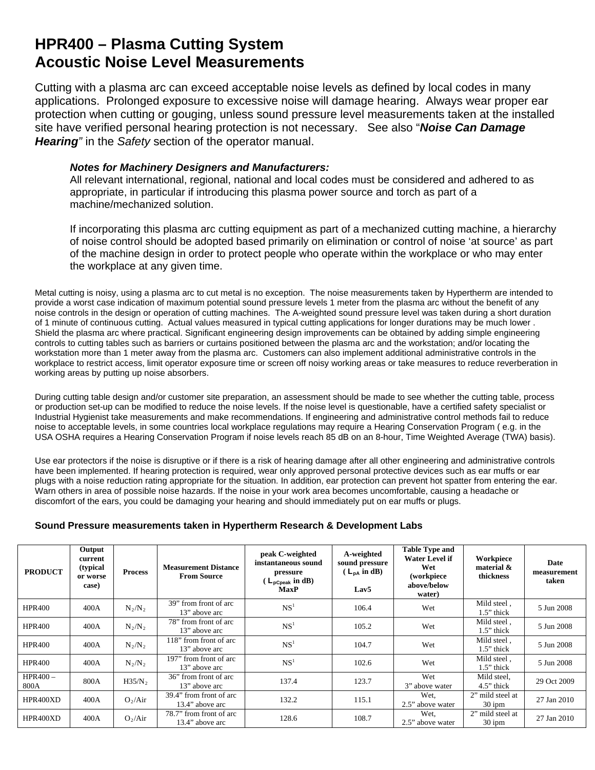# HPR400 – Plasma Cutting System
# Acoustic Noise Level Measurements

Cutting with a plasma arc can exceed acceptable noise levels as defined by local codes in many applications. Prolonged exposure to excessive noise will damage hearing. Always wear proper ear protection when cutting or gouging, unless sound pressure level measurements taken at the installed site have verified personal hearing protection is not necessary. See also "***Noise Can Damage Hearing***" in the *Safety* section of the operator manual.

> ***Notes for Machinery Designers and Manufacturers:***
> All relevant international, regional, national and local codes must be considered and adhered to as appropriate, in particular if introducing this plasma power source and torch as part of a machine/mechanized solution.
>
> If incorporating this plasma arc cutting equipment as part of a mechanized cutting machine, a hierarchy of noise control should be adopted based primarily on elimination or control of noise 'at source' as part of the machine design in order to protect people who operate within the workplace or who may enter the workplace at any given time.

Metal cutting is noisy, using a plasma arc to cut metal is no exception. The noise measurements taken by Hypertherm are intended to provide a worst case indication of maximum potential sound pressure levels 1 meter from the plasma arc without the benefit of any noise controls in the design or operation of cutting machines. The A-weighted sound pressure level was taken during a short duration of 1 minute of continuous cutting. Actual values measured in typical cutting applications for longer durations may be much lower . Shield the plasma arc where practical. Significant engineering design improvements can be obtained by adding simple engineering controls to cutting tables such as barriers or curtains positioned between the plasma arc and the workstation; and/or locating the workstation more than 1 meter away from the plasma arc. Customers can also implement additional administrative controls in the workplace to restrict access, limit operator exposure time or screen off noisy working areas or take measures to reduce reverberation in working areas by putting up noise absorbers.

During cutting table design and/or customer site preparation, an assessment should be made to see whether the cutting table, process or production set-up can be modified to reduce the noise levels. If the noise level is questionable, have a certified safety specialist or Industrial Hygienist take measurements and make recommendations. If engineering and administrative control methods fail to reduce noise to acceptable levels, in some countries local workplace regulations may require a Hearing Conservation Program ( e.g. in the USA OSHA requires a Hearing Conservation Program if noise levels reach 85 dB on an 8-hour, Time Weighted Average (TWA) basis).

Use ear protectors if the noise is disruptive or if there is a risk of hearing damage after all other engineering and administrative controls have been implemented. If hearing protection is required, wear only approved personal protective devices such as ear muffs or ear plugs with a noise reduction rating appropriate for the situation. In addition, ear protection can prevent hot spatter from entering the ear. Warn others in area of possible noise hazards. If the noise in your work area becomes uncomfortable, causing a headache or discomfort of the ears, you could be damaging your hearing and should immediately put on ear muffs or plugs.

**Sound Pressure measurements taken in Hypertherm Research & Development Labs**

| PRODUCT | Output current (typical or worse case) | Process | Measurement Distance From Source | peak C-weighted instantaneous sound pressure ( $L_{pCpeak}$ in dB) MaxP | A-weighted sound pressure ( $L_{pA}$ in dB) Lav5 | Table Type and Water Level if Wet (workpiece above/below water) | Workpiece material & thickness | Date measurement taken |
|---|---|---|---|---|---|---|---|---|
| HPR400 | 400A | $N_2/N_2$ | 39" from front of arc 13" above arc | NS[1] | 106.4 | Wet | Mild steel , 1.5" thick | 5 Jun 2008 |
| HPR400 | 400A | $N_2/N_2$ | 78" from front of arc 13" above arc | NS[1] | 105.2 | Wet | Mild steel , 1.5" thick | 5 Jun 2008 |
| HPR400 | 400A | $N_2/N_2$ | 118" from front of arc 13" above arc | NS[1] | 104.7 | Wet | Mild steel , 1.5" thick | 5 Jun 2008 |
| HPR400 | 400A | $N_2/N_2$ | 197" from front of arc 13" above arc | NS[1] | 102.6 | Wet | Mild steel , 1.5" thick | 5 Jun 2008 |
| HPR400 – 800A | 800A | $H35/N_2$ | 36" from front of arc 13" above arc | 137.4 | 123.7 | Wet 3" above water | Mild steel, 4.5" thick | 29 Oct 2009 |
| HPR400XD | 400A | $O_2$/Air | 39.4" from front of arc 13.4" above arc | 132.2 | 115.1 | Wet, 2.5" above water | 2" mild steel at 30 ipm | 27 Jan 2010 |
| HPR400XD | 400A | $O_2$/Air | 78.7" from front of arc 13.4" above arc | 128.6 | 108.7 | Wet, 2.5" above water | 2" mild steel at 30 ipm | 27 Jan 2010 |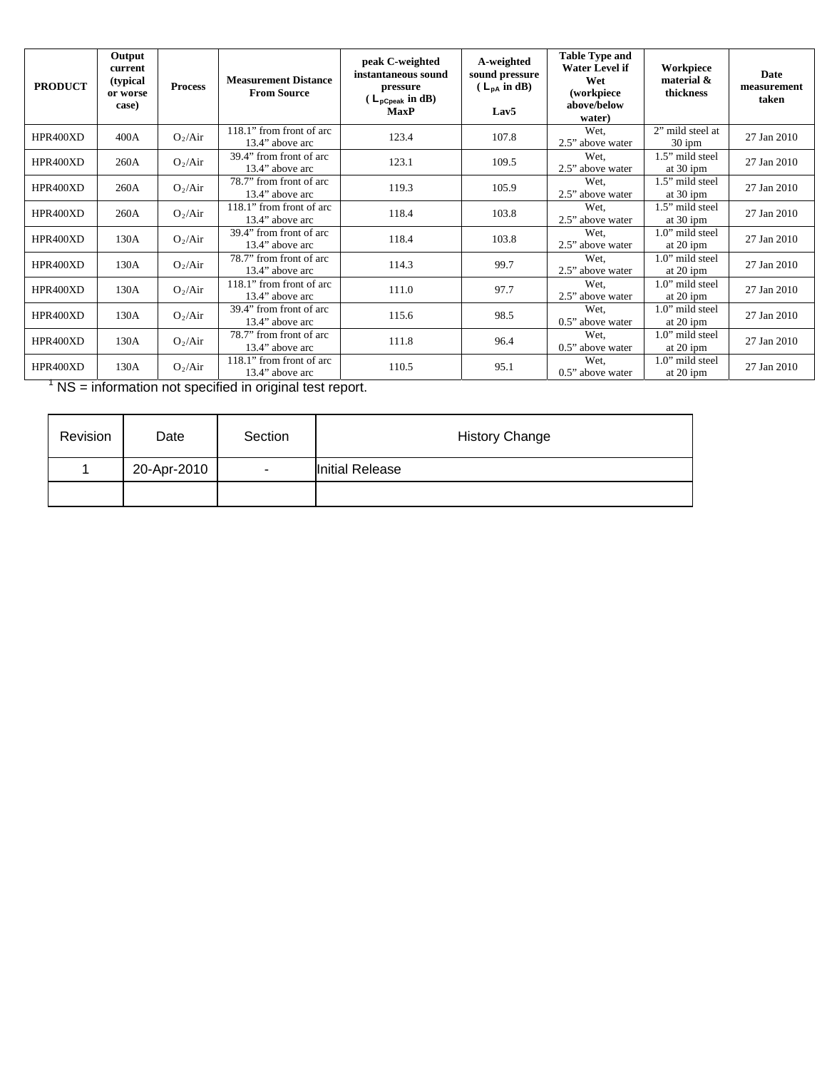| PRODUCT | Output current (typical or worse case) | Process | Measurement Distance From Source | peak C-weighted instantaneous sound pressure ( $L_{pCpeak}$ in dB) MaxP | A-weighted sound pressure ( $L_{pA}$ in dB) Lav5 | Table Type and Water Level if Wet (workpiece above/below water) | Workpiece material & thickness | Date measurement taken |
|---|---|---|---|---|---|---|---|---|
| HPR400XD | 400A | $O_2$/Air | 118.1" from front of arc 13.4" above arc | 123.4 | 107.8 | Wet, 2.5" above water | 2" mild steel at 30 ipm | 27 Jan 2010 |
| HPR400XD | 260A | $O_2$/Air | 39.4" from front of arc 13.4" above arc | 123.1 | 109.5 | Wet, 2.5" above water | 1.5" mild steel at 30 ipm | 27 Jan 2010 |
| HPR400XD | 260A | $O_2$/Air | 78.7" from front of arc 13.4" above arc | 119.3 | 105.9 | Wet, 2.5" above water | 1.5" mild steel at 30 ipm | 27 Jan 2010 |
| HPR400XD | 260A | $O_2$/Air | 118.1" from front of arc 13.4" above arc | 118.4 | 103.8 | Wet, 2.5" above water | 1.5" mild steel at 30 ipm | 27 Jan 2010 |
| HPR400XD | 130A | $O_2$/Air | 39.4" from front of arc 13.4" above arc | 118.4 | 103.8 | Wet, 2.5" above water | 1.0" mild steel at 20 ipm | 27 Jan 2010 |
| HPR400XD | 130A | $O_2$/Air | 78.7" from front of arc 13.4" above arc | 114.3 | 99.7 | Wet, 2.5" above water | 1.0" mild steel at 20 ipm | 27 Jan 2010 |
| HPR400XD | 130A | $O_2$/Air | 118.1" from front of arc 13.4" above arc | 111.0 | 97.7 | Wet, 2.5" above water | 1.0" mild steel at 20 ipm | 27 Jan 2010 |
| HPR400XD | 130A | $O_2$/Air | 39.4" from front of arc 13.4" above arc | 115.6 | 98.5 | Wet, 0.5" above water | 1.0" mild steel at 20 ipm | 27 Jan 2010 |
| HPR400XD | 130A | $O_2$/Air | 78.7" from front of arc 13.4" above arc | 111.8 | 96.4 | Wet, 0.5" above water | 1.0" mild steel at 20 ipm | 27 Jan 2010 |
| HPR400XD | 130A | $O_2$/Air | 118.1" from front of arc 13.4" above arc | 110.5 | 95.1 | Wet, 0.5" above water | 1.0" mild steel at 20 ipm | 27 Jan 2010 |

[1] NS = information not specified in original test report.

| Revision | Date | Section | History Change |
|---|---|---|---|
| 1 | 20-Apr-2010 | - | Initial Release |
| | | | |